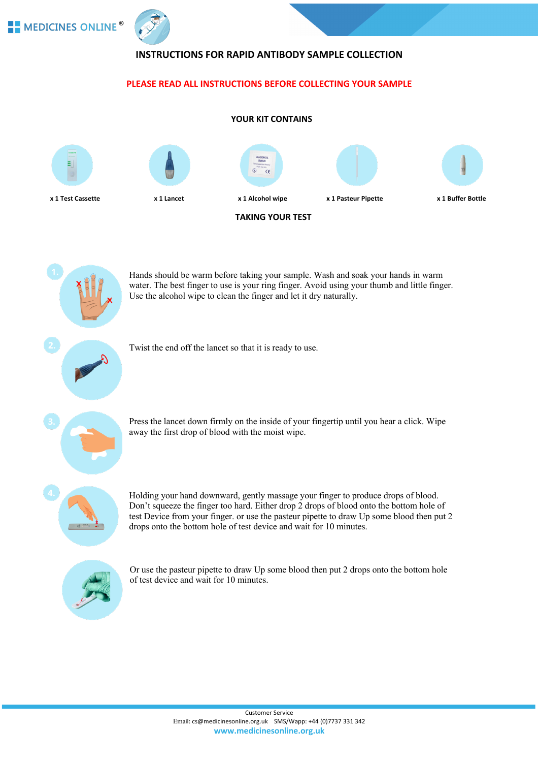# INSTRUCTIONS FOR RAPID ANTIBODY SAMPLE COLLECTION

**PLEASE READ ALL INSTRUCTIONS BEFORE COLLECTING YOUR SAMPLE**

## YOUR KIT CONTAINS

- x 1 Test Cassette
- x 1 Lancet
- x 1 Alcohol wipe
- x 1 Pasteur Pipette
- x 1 Buffer Bottle

## TAKING YOUR TEST

1. Hands should be warm before taking your sample. Wash and soak your hands in warm water. The best finger to use is your ring finger. Avoid using your thumb and little finger. Use the alcohol wipe to clean the finger and let it dry naturally.

2. Twist the end off the lancet so that it is ready to use.

3. Press the lancet down firmly on the inside of your fingertip until you hear a click. Wipe away the first drop of blood with the moist wipe.

4. Holding your hand downward, gently massage your finger to produce drops of blood. Don't squeeze the finger too hard. Either drop 2 drops of blood onto the bottom hole of test Device from your finger. or use the pasteur pipette to draw Up some blood then put 2 drops onto the bottom hole of test device and wait for 10 minutes.

Or use the pasteur pipette to draw Up some blood then put 2 drops onto the bottom hole of test device and wait for 10 minutes.

Customer Service
Email: cs@medicinesonline.org.uk SMS/Wapp: +44 (0)7737 331 342
www.medicinesonline.org.uk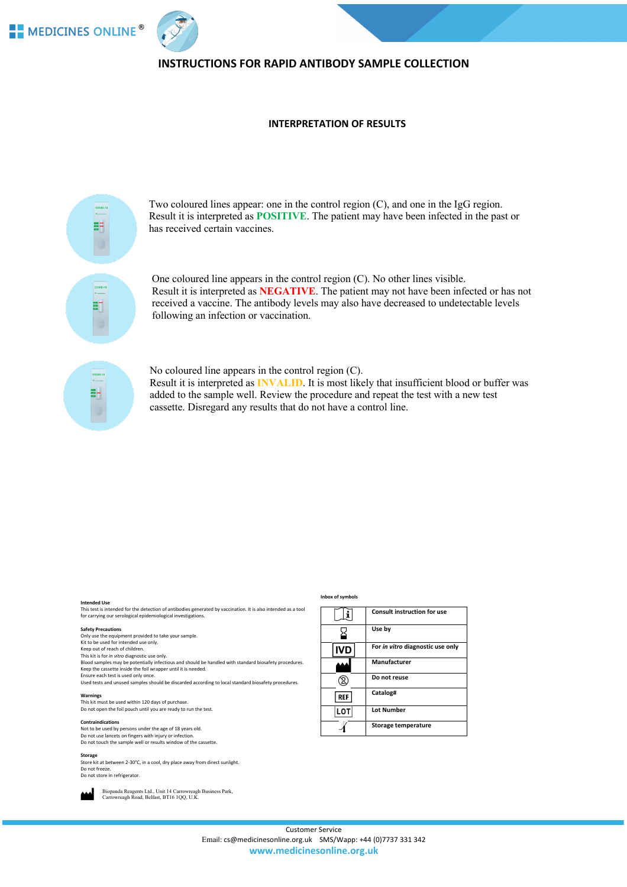MEDICINES ONLINE®

# INSTRUCTIONS FOR RAPID ANTIBODY SAMPLE COLLECTION

## INTERPRETATION OF RESULTS

Two coloured lines appear: one in the control region (C), and one in the IgG region.
Result it is interpreted as **POSITIVE**. The patient may have been infected in the past or has received certain vaccines.

One coloured line appears in the control region (C). No other lines visible.
Result it is interpreted as **NEGATIVE**. The patient may not have been infected or has not received a vaccine. The antibody levels may also have decreased to undetectable levels following an infection or vaccination.

No coloured line appears in the control region (C).
Result it is interpreted as **INVALID**. It is most likely that insufficient blood or buffer was added to the sample well. Review the procedure and repeat the test with a new test cassette. Disregard any results that do not have a control line.

**Intended Use**
This test is intended for the detection of antibodies generated by vaccination. It is also intended as a tool for carrying our serological epidemiological investigations.

**Safety Precautions**
Only use the equipment provided to take your sample.
Kit to be used for intended use only.
Keep out of reach of children.
This kit is for *in vitro* diagnostic use only.
Blood samples may be potentially infectious and should be handled with standard biosafety procedures.
Keep the cassette inside the foil wrapper until it is needed.
Ensure each test is used only once.
Used tests and unused samples should be discarded according to local standard biosafety procedures.

**Warnings**
This kit must be used within 120 days of purchase.
Do not open the foil pouch until you are ready to run the test.

**Contraindications**
Not to be used by persons under the age of 18 years old.
Do not use lancets on fingers with injury or infection.
Do not touch the sample well or results window of the cassette.

**Storage**
Store kit at between 2-30°C, in a cool, dry place away from direct sunlight.
Do not freeze.
Do not store in refrigerator.

Biopanda Reagents Ltd., Unit 14 Carrowreagh Business Park,
Carrowreagh Road, Belfast, BT16 1QQ, U.K.

**Inbox of symbols**

| | |
|---|---|
| (i) | Consult instruction for use |
| ⌛ | Use by |
| IVD | For *in vitro* diagnostic use only |
| (factory) | Manufacturer |
| (2) | Do not reuse |
| REF | Catalog# |
| LOT | Lot Number |
| (thermometer) | Storage temperature |

Customer Service
Email: cs@medicinesonline.org.uk SMS/Wapp: +44 (0)7737 331 342
www.medicinesonline.org.uk